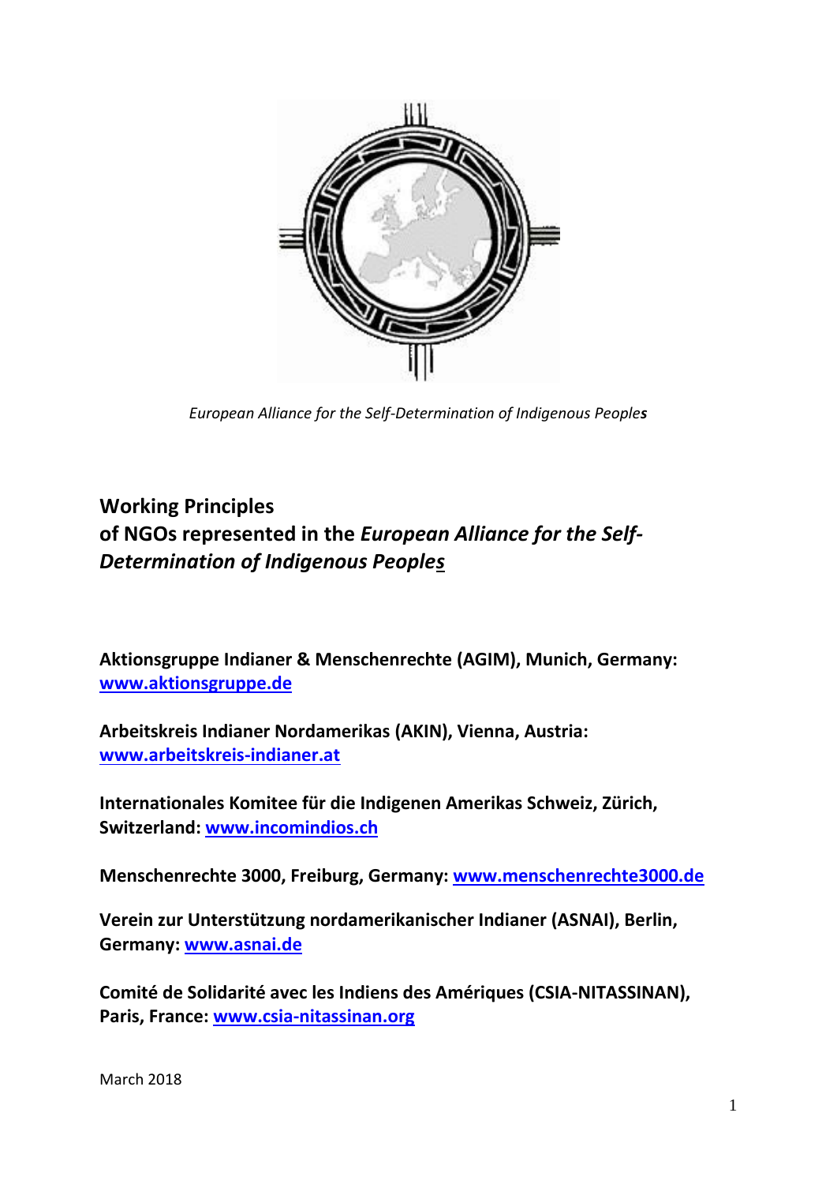*European Alliance for the Self-Determination of Indigenous People**s***

# Working Principles of NGOs represented in the *European Alliance for the Self-Determination of Indigenous Peoples*

**Aktionsgruppe Indianer & Menschenrechte (AGIM), Munich, Germany: www.aktionsgruppe.de**

**Arbeitskreis Indianer Nordamerikas (AKIN), Vienna, Austria: www.arbeitskreis-indianer.at**

**Internationales Komitee für die Indigenen Amerikas Schweiz, Zürich, Switzerland: www.incomindios.ch**

**Menschenrechte 3000, Freiburg, Germany: www.menschenrechte3000.de**

**Verein zur Unterstützung nordamerikanischer Indianer (ASNAI), Berlin, Germany: www.asnai.de**

**Comité de Solidarité avec les Indiens des Amériques (CSIA-NITASSINAN), Paris, France: www.csia-nitassinan.org**

March 2018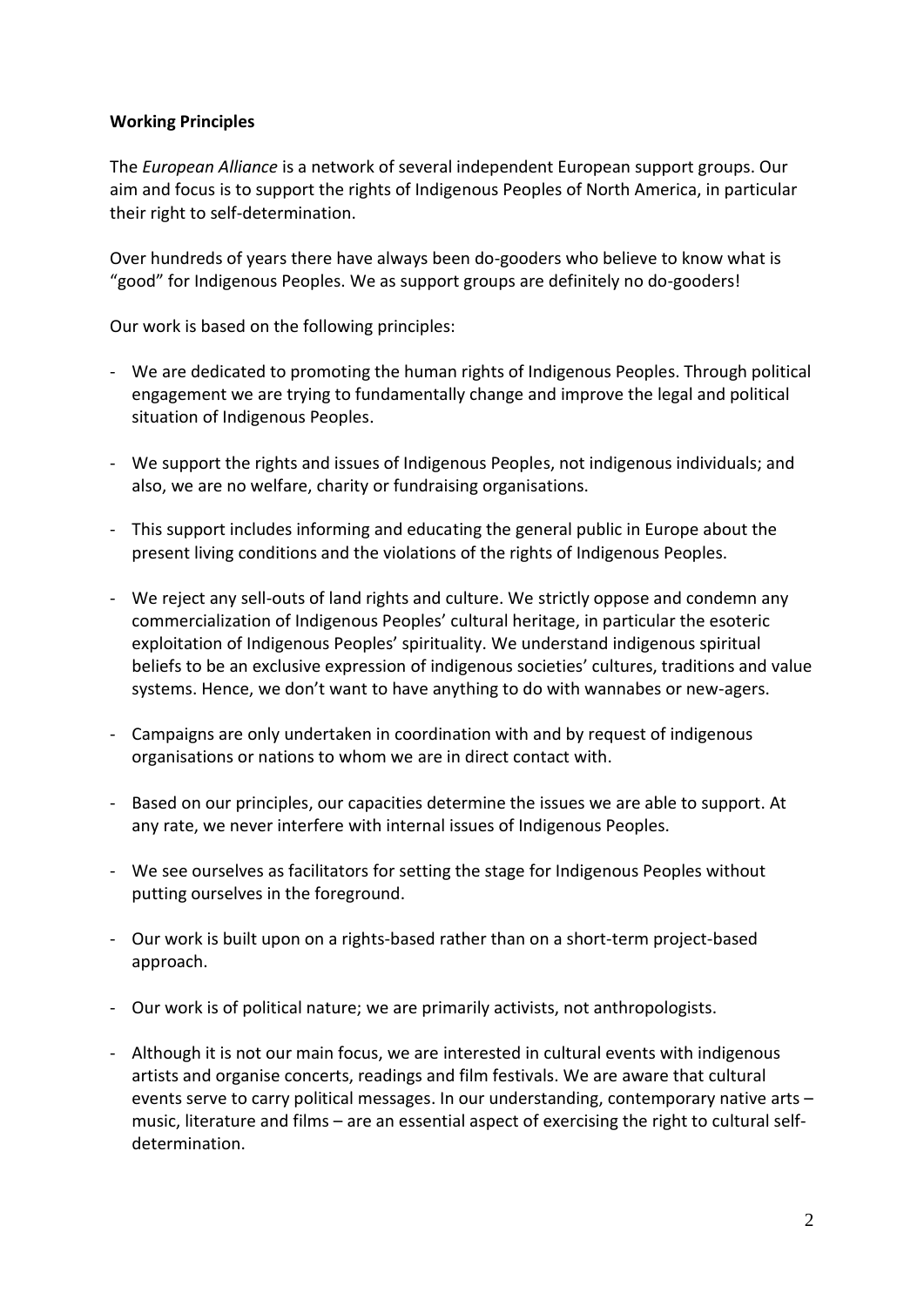**Working Principles**

The *European Alliance* is a network of several independent European support groups. Our aim and focus is to support the rights of Indigenous Peoples of North America, in particular their right to self-determination.

Over hundreds of years there have always been do-gooders who believe to know what is "good" for Indigenous Peoples. We as support groups are definitely no do-gooders!

Our work is based on the following principles:

- We are dedicated to promoting the human rights of Indigenous Peoples. Through political engagement we are trying to fundamentally change and improve the legal and political situation of Indigenous Peoples.
- We support the rights and issues of Indigenous Peoples, not indigenous individuals; and also, we are no welfare, charity or fundraising organisations.
- This support includes informing and educating the general public in Europe about the present living conditions and the violations of the rights of Indigenous Peoples.
- We reject any sell-outs of land rights and culture. We strictly oppose and condemn any commercialization of Indigenous Peoples' cultural heritage, in particular the esoteric exploitation of Indigenous Peoples' spirituality. We understand indigenous spiritual beliefs to be an exclusive expression of indigenous societies' cultures, traditions and value systems. Hence, we don't want to have anything to do with wannabes or new-agers.
- Campaigns are only undertaken in coordination with and by request of indigenous organisations or nations to whom we are in direct contact with.
- Based on our principles, our capacities determine the issues we are able to support. At any rate, we never interfere with internal issues of Indigenous Peoples.
- We see ourselves as facilitators for setting the stage for Indigenous Peoples without putting ourselves in the foreground.
- Our work is built upon on a rights-based rather than on a short-term project-based approach.
- Our work is of political nature; we are primarily activists, not anthropologists.
- Although it is not our main focus, we are interested in cultural events with indigenous artists and organise concerts, readings and film festivals. We are aware that cultural events serve to carry political messages. In our understanding, contemporary native arts – music, literature and films – are an essential aspect of exercising the right to cultural self-determination.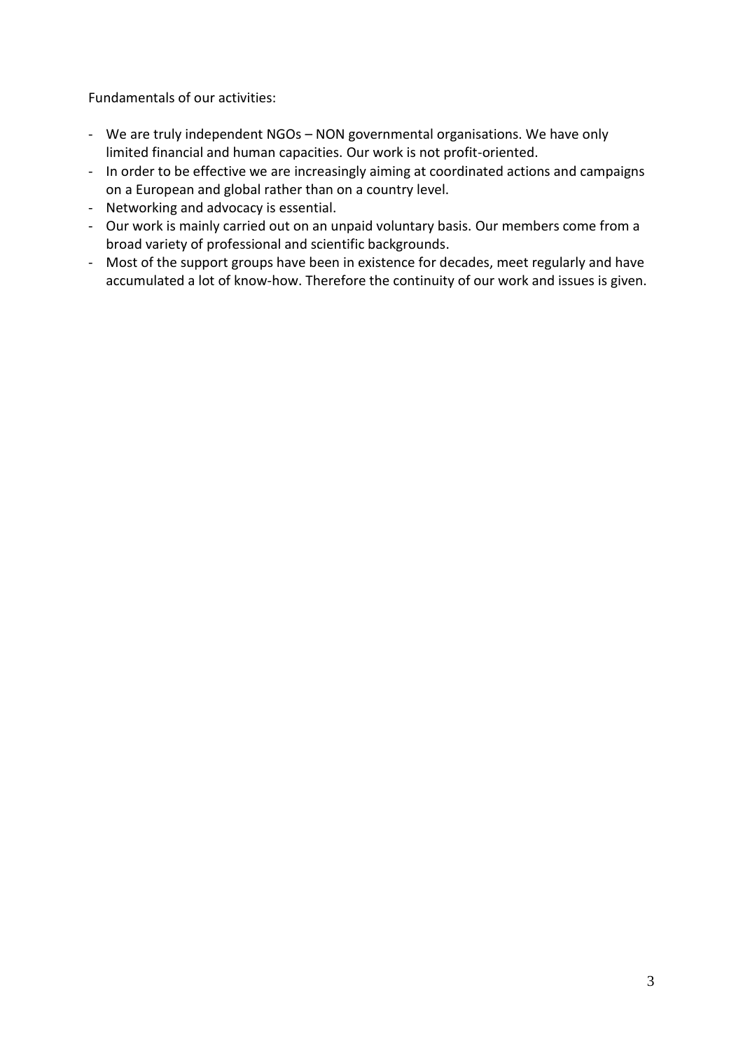Fundamentals of our activities:

- We are truly independent NGOs – NON governmental organisations. We have only limited financial and human capacities. Our work is not profit-oriented.
- In order to be effective we are increasingly aiming at coordinated actions and campaigns on a European and global rather than on a country level.
- Networking and advocacy is essential.
- Our work is mainly carried out on an unpaid voluntary basis. Our members come from a broad variety of professional and scientific backgrounds.
- Most of the support groups have been in existence for decades, meet regularly and have accumulated a lot of know-how. Therefore the continuity of our work and issues is given.